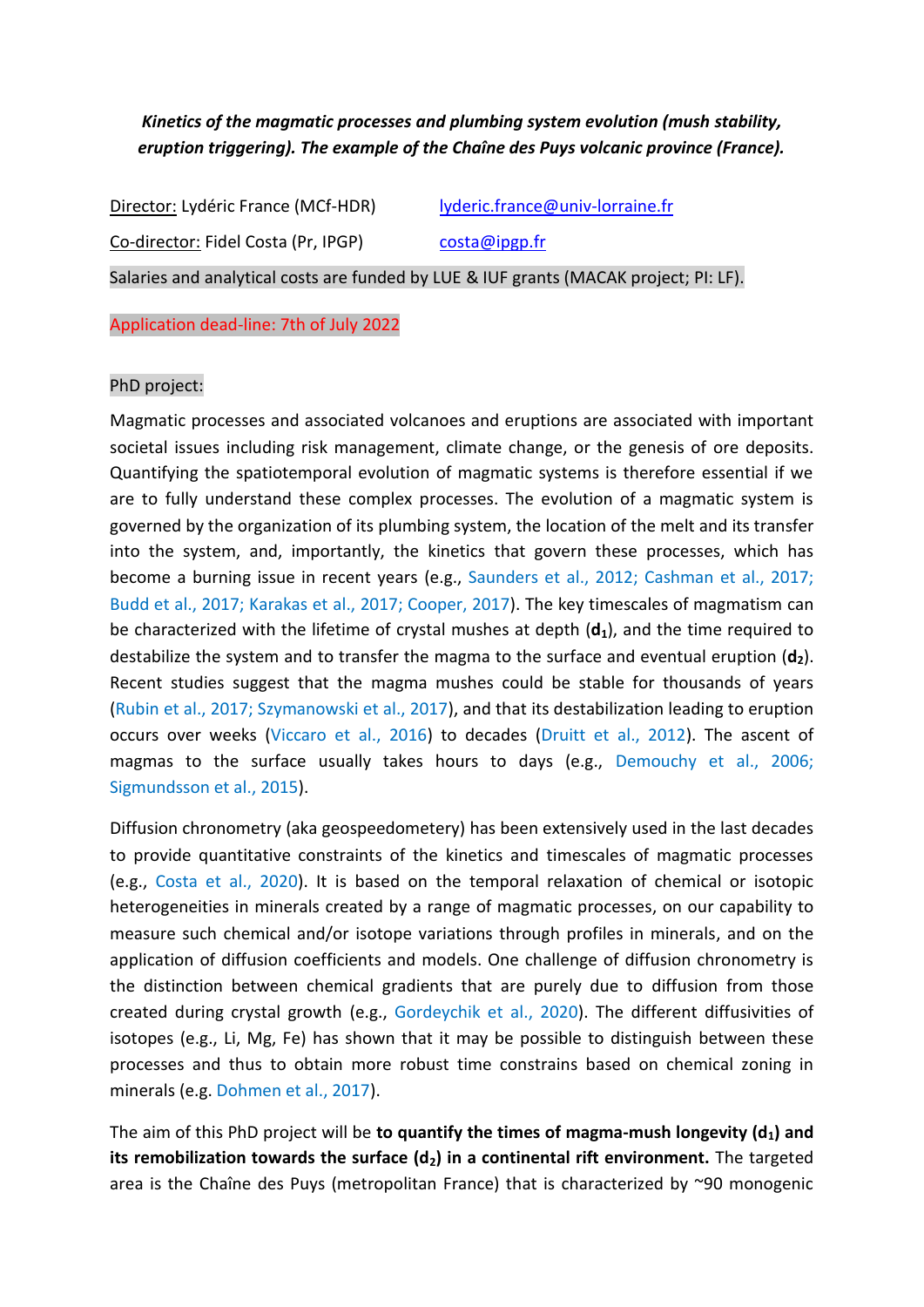***Kinetics of the magmatic processes and plumbing system evolution (mush stability, eruption triggering). The example of the Chaîne des Puys volcanic province (France).***

Director: Lydéric France (MCf-HDR) lyderic.france@univ-lorraine.fr

Co-director: Fidel Costa (Pr, IPGP) costa@ipgp.fr

Salaries and analytical costs are funded by LUE & IUF grants (MACAK project; PI: LF).

Application dead-line: 7th of July 2022

PhD project:

Magmatic processes and associated volcanoes and eruptions are associated with important societal issues including risk management, climate change, or the genesis of ore deposits. Quantifying the spatiotemporal evolution of magmatic systems is therefore essential if we are to fully understand these complex processes. The evolution of a magmatic system is governed by the organization of its plumbing system, the location of the melt and its transfer into the system, and, importantly, the kinetics that govern these processes, which has become a burning issue in recent years (e.g., Saunders et al., 2012; Cashman et al., 2017; Budd et al., 2017; Karakas et al., 2017; Cooper, 2017). The key timescales of magmatism can be characterized with the lifetime of crystal mushes at depth (**$d_1$**), and the time required to destabilize the system and to transfer the magma to the surface and eventual eruption (**$d_2$**). Recent studies suggest that the magma mushes could be stable for thousands of years (Rubin et al., 2017; Szymanowski et al., 2017), and that its destabilization leading to eruption occurs over weeks (Viccaro et al., 2016) to decades (Druitt et al., 2012). The ascent of magmas to the surface usually takes hours to days (e.g., Demouchy et al., 2006; Sigmundsson et al., 2015).

Diffusion chronometry (aka geospeedometery) has been extensively used in the last decades to provide quantitative constraints of the kinetics and timescales of magmatic processes (e.g., Costa et al., 2020). It is based on the temporal relaxation of chemical or isotopic heterogeneities in minerals created by a range of magmatic processes, on our capability to measure such chemical and/or isotope variations through profiles in minerals, and on the application of diffusion coefficients and models. One challenge of diffusion chronometry is the distinction between chemical gradients that are purely due to diffusion from those created during crystal growth (e.g., Gordeychik et al., 2020). The different diffusivities of isotopes (e.g., Li, Mg, Fe) has shown that it may be possible to distinguish between these processes and thus to obtain more robust time constrains based on chemical zoning in minerals (e.g. Dohmen et al., 2017).

The aim of this PhD project will be **to quantify the times of magma-mush longevity ($d_1$) and its remobilization towards the surface ($d_2$) in a continental rift environment.** The targeted area is the Chaîne des Puys (metropolitan France) that is characterized by ~90 monogenic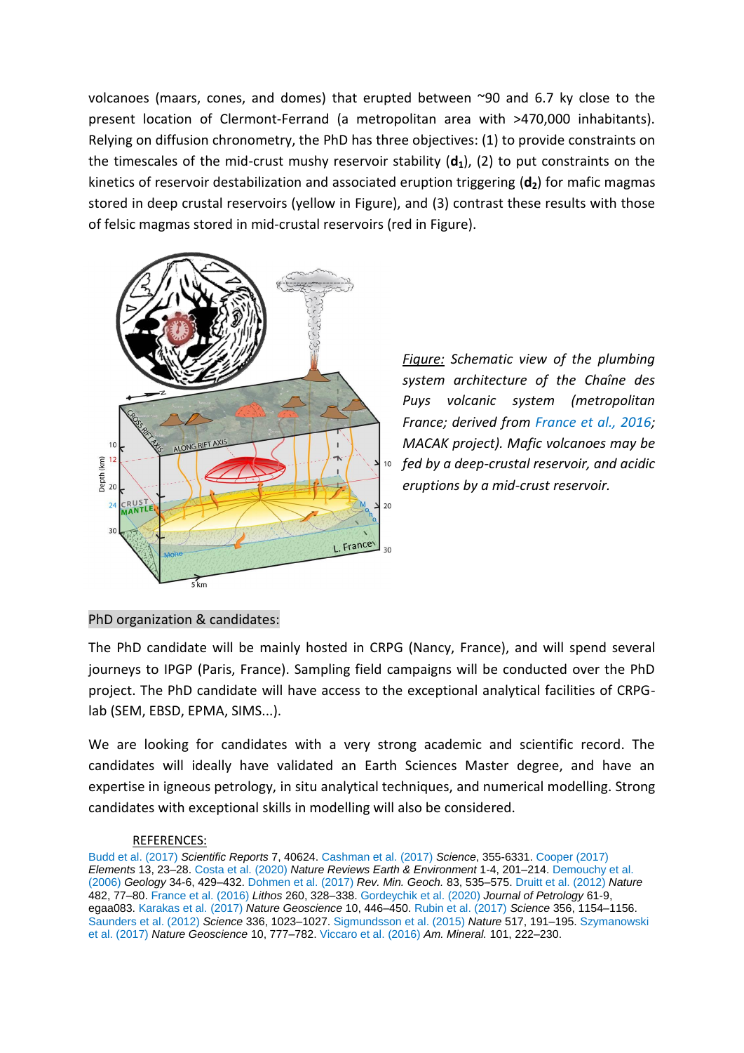volcanoes (maars, cones, and domes) that erupted between ~90 and 6.7 ky close to the present location of Clermont-Ferrand (a metropolitan area with >470,000 inhabitants). Relying on diffusion chronometry, the PhD has three objectives: (1) to provide constraints on the timescales of the mid-crust mushy reservoir stability (**$d_1$**), (2) to put constraints on the kinetics of reservoir destabilization and associated eruption triggering (**$d_2$**) for mafic magmas stored in deep crustal reservoirs (yellow in Figure), and (3) contrast these results with those of felsic magmas stored in mid-crustal reservoirs (red in Figure).

CROSS RIFT AXIS
ALONG RIFT AXIS
Depth (km)
10
12
20
24
30
CRUST
MANTLE
Moho
L. France
5 km
10
20
30

*Figure: Schematic view of the plumbing system architecture of the Chaîne des Puys volcanic system (metropolitan France; derived from France et al., 2016; MACAK project). Mafic volcanoes may be fed by a deep-crustal reservoir, and acidic eruptions by a mid-crust reservoir.*

## PhD organization & candidates:

The PhD candidate will be mainly hosted in CRPG (Nancy, France), and will spend several journeys to IPGP (Paris, France). Sampling field campaigns will be conducted over the PhD project. The PhD candidate will have access to the exceptional analytical facilities of CRPG-lab (SEM, EBSD, EPMA, SIMS...).

We are looking for candidates with a very strong academic and scientific record. The candidates will ideally have validated an Earth Sciences Master degree, and have an expertise in igneous petrology, in situ analytical techniques, and numerical modelling. Strong candidates with exceptional skills in modelling will also be considered.

REFERENCES:

Budd et al. (2017) *Scientific Reports* 7, 40624. Cashman et al. (2017) *Science*, 355-6331. Cooper (2017) *Elements* 13, 23–28. Costa et al. (2020) *Nature Reviews Earth & Environment* 1-4, 201–214. Demouchy et al. (2006) *Geology* 34-6, 429–432. Dohmen et al. (2017) *Rev. Min. Geoch.* 83, 535–575. Druitt et al. (2012) *Nature* 482, 77–80. France et al. (2016) *Lithos* 260, 328–338. Gordeychik et al. (2020) *Journal of Petrology* 61-9, egaa083. Karakas et al. (2017) *Nature Geoscience* 10, 446–450. Rubin et al. (2017) *Science* 356, 1154–1156. Saunders et al. (2012) *Science* 336, 1023–1027. Sigmundsson et al. (2015) *Nature* 517, 191–195. Szymanowski et al. (2017) *Nature Geoscience* 10, 777–782. Viccaro et al. (2016) *Am. Mineral.* 101, 222–230.